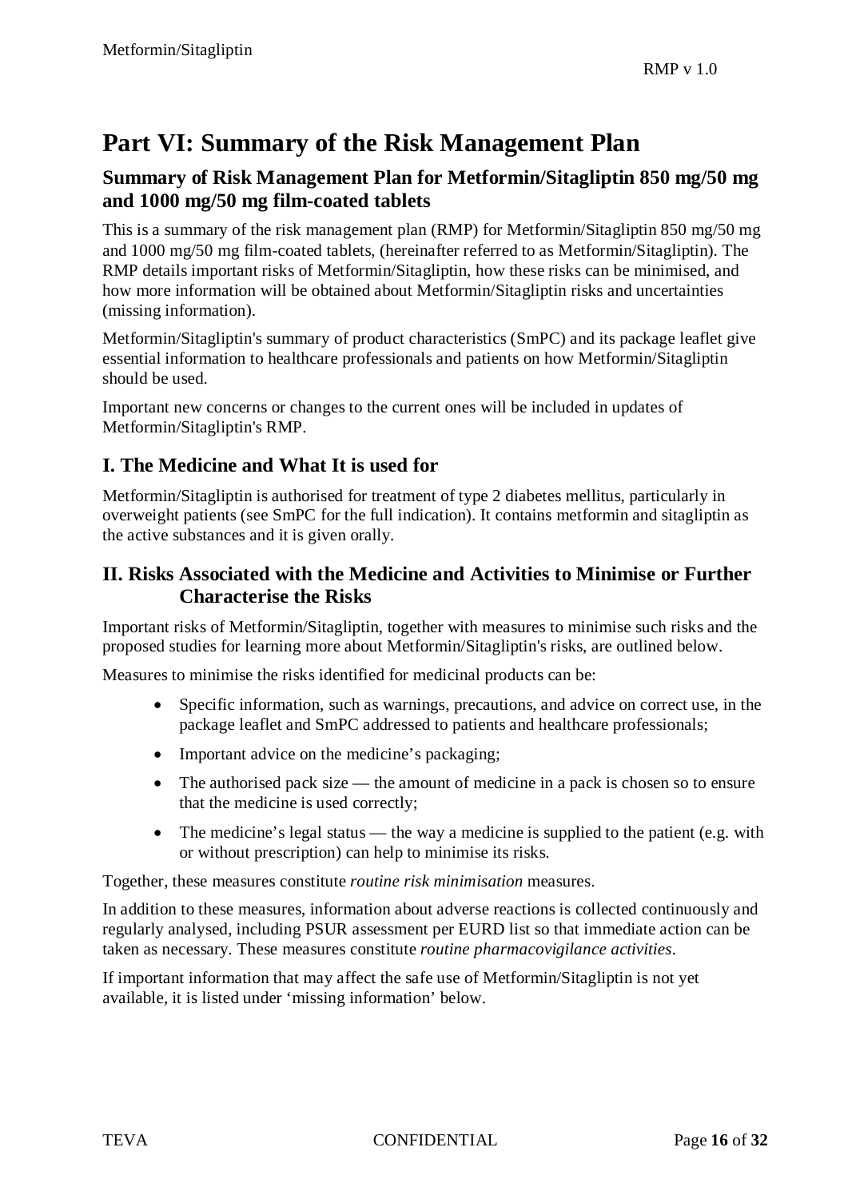# Part VI: Summary of the Risk Management Plan

## Summary of Risk Management Plan for Metformin/Sitagliptin 850 mg/50 mg and 1000 mg/50 mg film-coated tablets

This is a summary of the risk management plan (RMP) for Metformin/Sitagliptin 850 mg/50 mg and 1000 mg/50 mg film-coated tablets, (hereinafter referred to as Metformin/Sitagliptin). The RMP details important risks of Metformin/Sitagliptin, how these risks can be minimised, and how more information will be obtained about Metformin/Sitagliptin risks and uncertainties (missing information).

Metformin/Sitagliptin's summary of product characteristics (SmPC) and its package leaflet give essential information to healthcare professionals and patients on how Metformin/Sitagliptin should be used.

Important new concerns or changes to the current ones will be included in updates of Metformin/Sitagliptin's RMP.

## I. The Medicine and What It is used for

Metformin/Sitagliptin is authorised for treatment of type 2 diabetes mellitus, particularly in overweight patients (see SmPC for the full indication). It contains metformin and sitagliptin as the active substances and it is given orally.

## II. Risks Associated with the Medicine and Activities to Minimise or Further Characterise the Risks

Important risks of Metformin/Sitagliptin, together with measures to minimise such risks and the proposed studies for learning more about Metformin/Sitagliptin's risks, are outlined below.

Measures to minimise the risks identified for medicinal products can be:

- Specific information, such as warnings, precautions, and advice on correct use, in the package leaflet and SmPC addressed to patients and healthcare professionals;
- Important advice on the medicine's packaging;
- The authorised pack size — the amount of medicine in a pack is chosen so to ensure that the medicine is used correctly;
- The medicine's legal status — the way a medicine is supplied to the patient (e.g. with or without prescription) can help to minimise its risks.

Together, these measures constitute *routine risk minimisation* measures.

In addition to these measures, information about adverse reactions is collected continuously and regularly analysed, including PSUR assessment per EURD list so that immediate action can be taken as necessary. These measures constitute *routine pharmacovigilance activities*.

If important information that may affect the safe use of Metformin/Sitagliptin is not yet available, it is listed under 'missing information' below.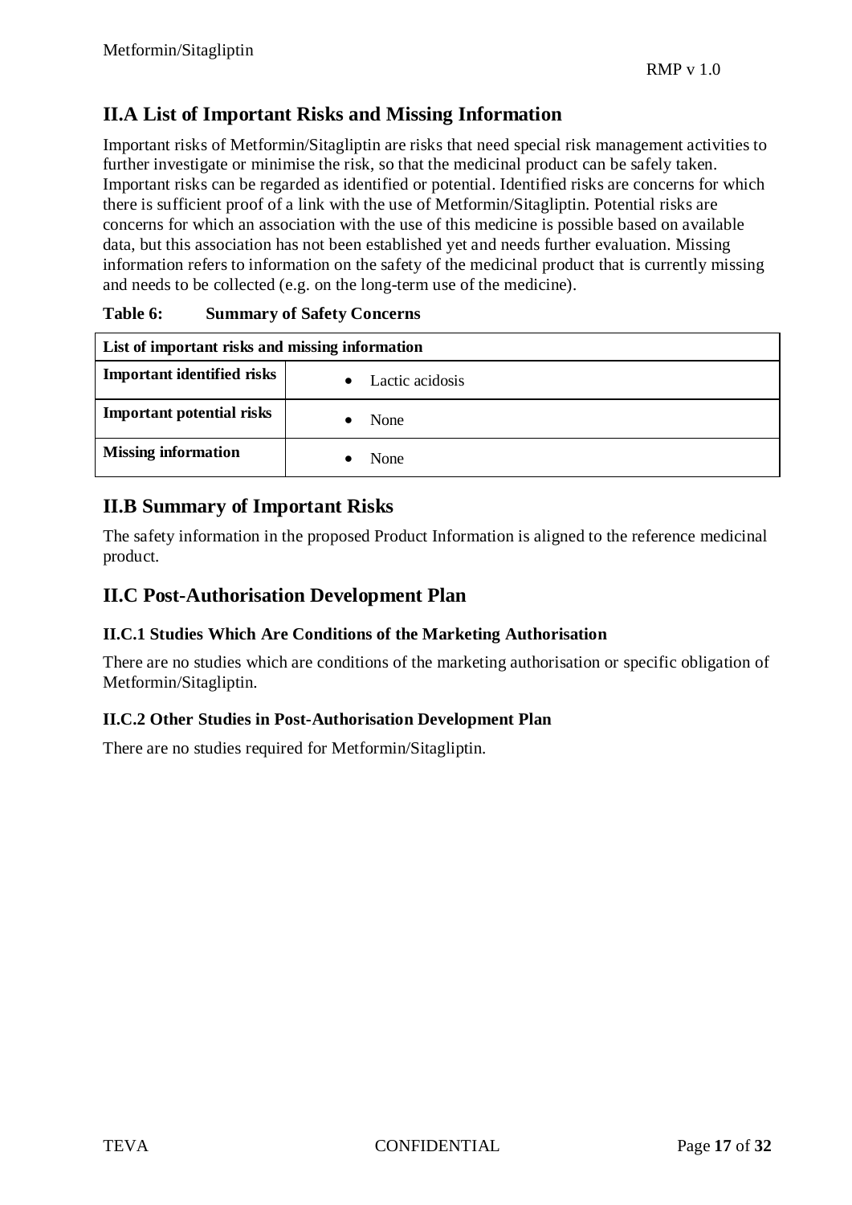## II.A List of Important Risks and Missing Information

Important risks of Metformin/Sitagliptin are risks that need special risk management activities to further investigate or minimise the risk, so that the medicinal product can be safely taken. Important risks can be regarded as identified or potential. Identified risks are concerns for which there is sufficient proof of a link with the use of Metformin/Sitagliptin. Potential risks are concerns for which an association with the use of this medicine is possible based on available data, but this association has not been established yet and needs further evaluation. Missing information refers to information on the safety of the medicinal product that is currently missing and needs to be collected (e.g. on the long-term use of the medicine).

**Table 6: Summary of Safety Concerns**

| **List of important risks and missing information** | |
|---|---|
| **Important identified risks** | • Lactic acidosis |
| **Important potential risks** | • None |
| **Missing information** | • None |

## II.B Summary of Important Risks

The safety information in the proposed Product Information is aligned to the reference medicinal product.

## II.C Post-Authorisation Development Plan

### II.C.1 Studies Which Are Conditions of the Marketing Authorisation

There are no studies which are conditions of the marketing authorisation or specific obligation of Metformin/Sitagliptin.

### II.C.2 Other Studies in Post-Authorisation Development Plan

There are no studies required for Metformin/Sitagliptin.